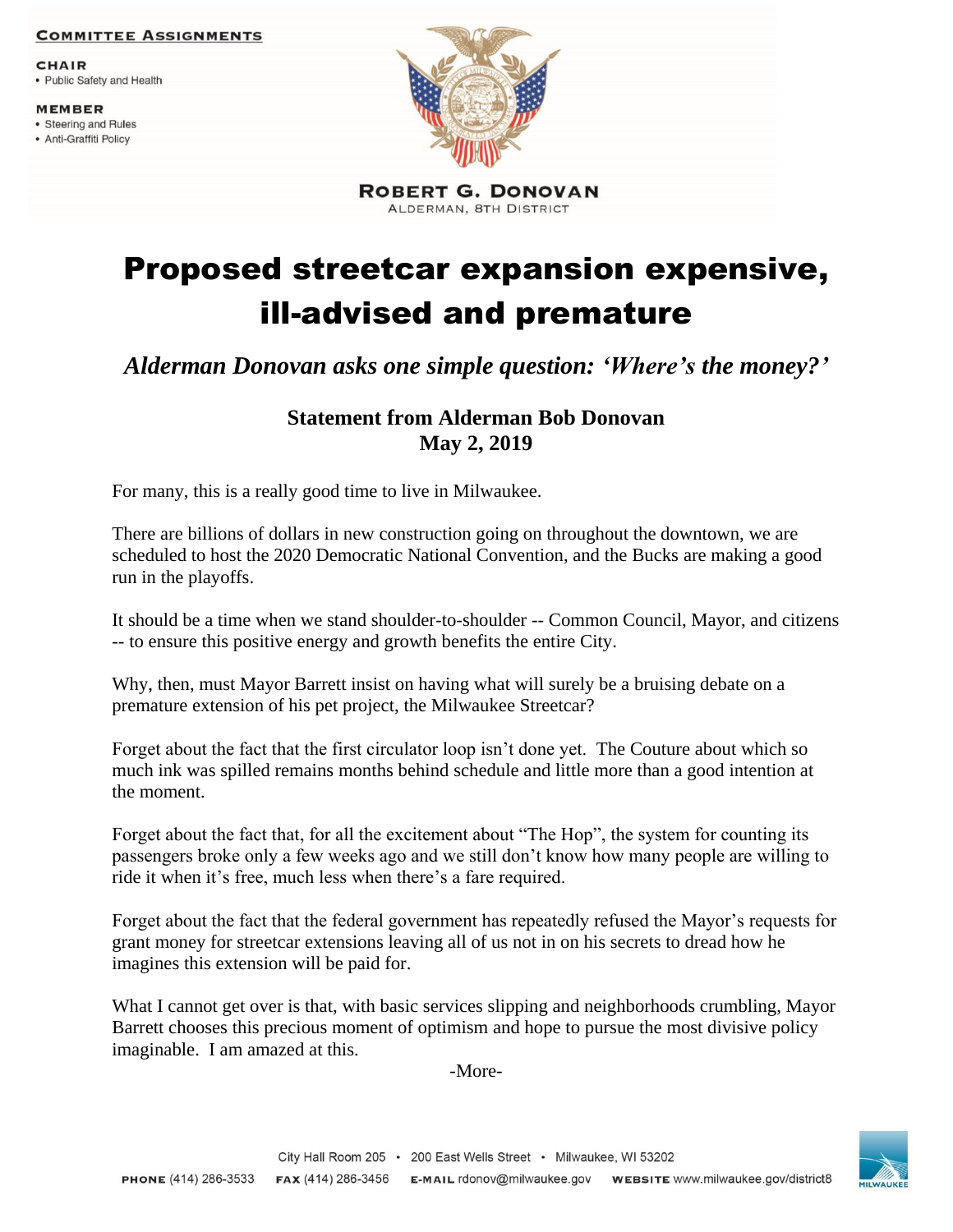**Committee Assignments**

**CHAIR**
- Public Safety and Health

**MEMBER**
- Steering and Rules
- Anti-Graffiti Policy

**ROBERT G. DONOVAN**
ALDERMAN, 8TH DISTRICT

# Proposed streetcar expansion expensive, ill-advised and premature

***Alderman Donovan asks one simple question: 'Where's the money?'***

**Statement from Alderman Bob Donovan**
**May 2, 2019**

For many, this is a really good time to live in Milwaukee.

There are billions of dollars in new construction going on throughout the downtown, we are scheduled to host the 2020 Democratic National Convention, and the Bucks are making a good run in the playoffs.

It should be a time when we stand shoulder-to-shoulder -- Common Council, Mayor, and citizens -- to ensure this positive energy and growth benefits the entire City.

Why, then, must Mayor Barrett insist on having what will surely be a bruising debate on a premature extension of his pet project, the Milwaukee Streetcar?

Forget about the fact that the first circulator loop isn't done yet. The Couture about which so much ink was spilled remains months behind schedule and little more than a good intention at the moment.

Forget about the fact that, for all the excitement about "The Hop", the system for counting its passengers broke only a few weeks ago and we still don't know how many people are willing to ride it when it's free, much less when there's a fare required.

Forget about the fact that the federal government has repeatedly refused the Mayor's requests for grant money for streetcar extensions leaving all of us not in on his secrets to dread how he imagines this extension will be paid for.

What I cannot get over is that, with basic services slipping and neighborhoods crumbling, Mayor Barrett chooses this precious moment of optimism and hope to pursue the most divisive policy imaginable. I am amazed at this.

-More-

City Hall Room 205 • 200 East Wells Street • Milwaukee, WI 53202

**PHONE** (414) 286-3533 **FAX** (414) 286-3456 **E-MAIL** rdonov@milwaukee.gov **WEBSITE** www.milwaukee.gov/district8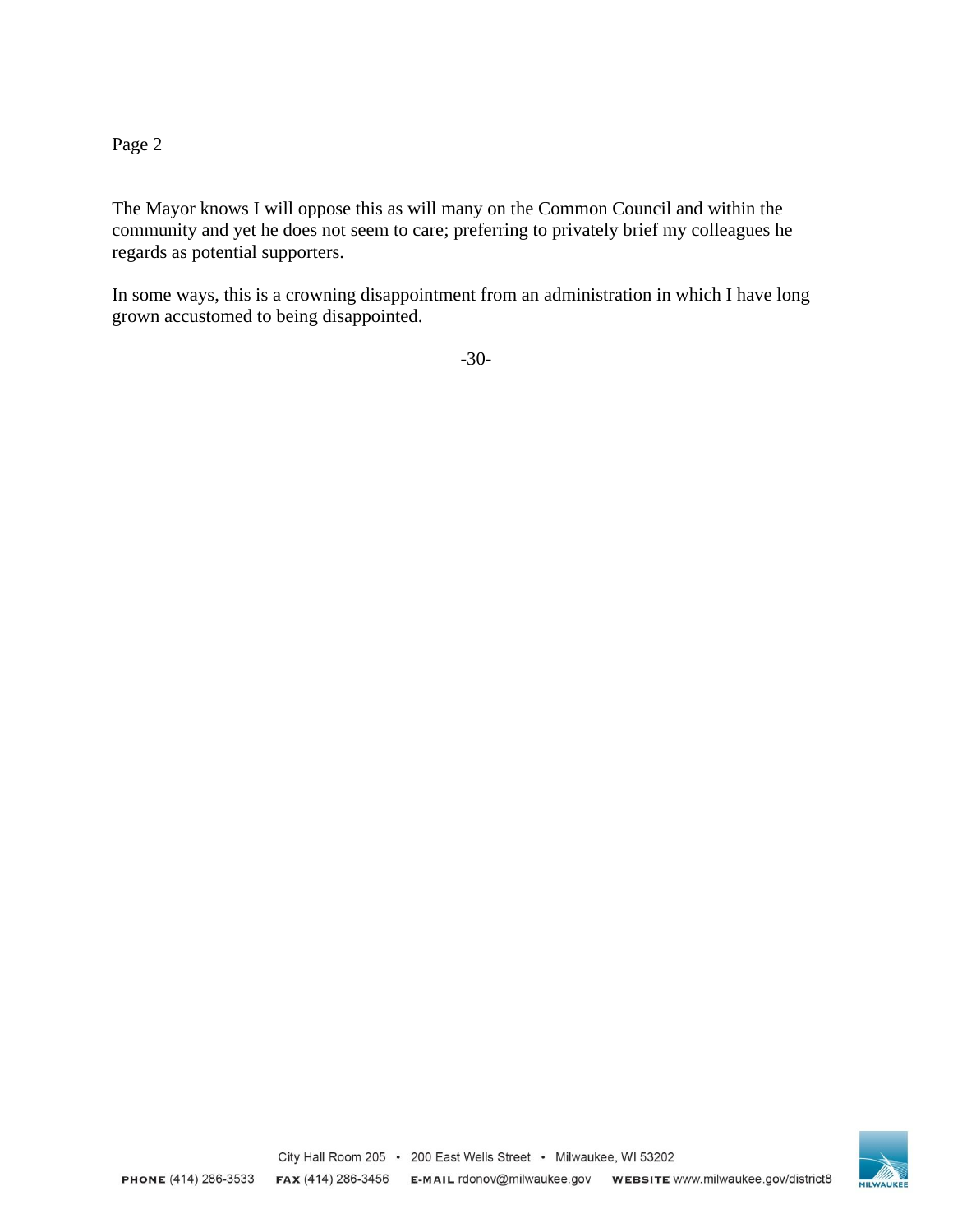The Mayor knows I will oppose this as will many on the Common Council and within the community and yet he does not seem to care; preferring to privately brief my colleagues he regards as potential supporters.

In some ways, this is a crowning disappointment from an administration in which I have long grown accustomed to being disappointed.

-30-